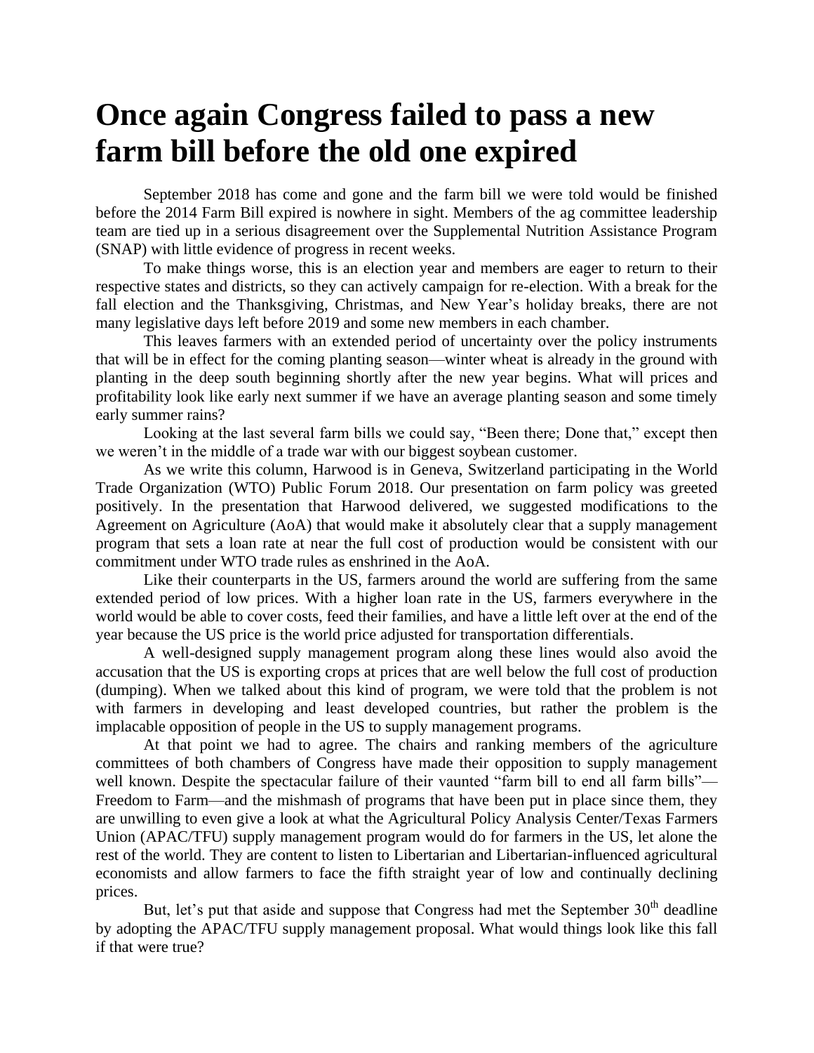# Once again Congress failed to pass a new farm bill before the old one expired

September 2018 has come and gone and the farm bill we were told would be finished before the 2014 Farm Bill expired is nowhere in sight. Members of the ag committee leadership team are tied up in a serious disagreement over the Supplemental Nutrition Assistance Program (SNAP) with little evidence of progress in recent weeks.

To make things worse, this is an election year and members are eager to return to their respective states and districts, so they can actively campaign for re-election. With a break for the fall election and the Thanksgiving, Christmas, and New Year's holiday breaks, there are not many legislative days left before 2019 and some new members in each chamber.

This leaves farmers with an extended period of uncertainty over the policy instruments that will be in effect for the coming planting season—winter wheat is already in the ground with planting in the deep south beginning shortly after the new year begins. What will prices and profitability look like early next summer if we have an average planting season and some timely early summer rains?

Looking at the last several farm bills we could say, "Been there; Done that," except then we weren't in the middle of a trade war with our biggest soybean customer.

As we write this column, Harwood is in Geneva, Switzerland participating in the World Trade Organization (WTO) Public Forum 2018. Our presentation on farm policy was greeted positively. In the presentation that Harwood delivered, we suggested modifications to the Agreement on Agriculture (AoA) that would make it absolutely clear that a supply management program that sets a loan rate at near the full cost of production would be consistent with our commitment under WTO trade rules as enshrined in the AoA.

Like their counterparts in the US, farmers around the world are suffering from the same extended period of low prices. With a higher loan rate in the US, farmers everywhere in the world would be able to cover costs, feed their families, and have a little left over at the end of the year because the US price is the world price adjusted for transportation differentials.

A well-designed supply management program along these lines would also avoid the accusation that the US is exporting crops at prices that are well below the full cost of production (dumping). When we talked about this kind of program, we were told that the problem is not with farmers in developing and least developed countries, but rather the problem is the implacable opposition of people in the US to supply management programs.

At that point we had to agree. The chairs and ranking members of the agriculture committees of both chambers of Congress have made their opposition to supply management well known. Despite the spectacular failure of their vaunted "farm bill to end all farm bills"—Freedom to Farm—and the mishmash of programs that have been put in place since them, they are unwilling to even give a look at what the Agricultural Policy Analysis Center/Texas Farmers Union (APAC/TFU) supply management program would do for farmers in the US, let alone the rest of the world. They are content to listen to Libertarian and Libertarian-influenced agricultural economists and allow farmers to face the fifth straight year of low and continually declining prices.

But, let's put that aside and suppose that Congress had met the September 30th deadline by adopting the APAC/TFU supply management proposal. What would things look like this fall if that were true?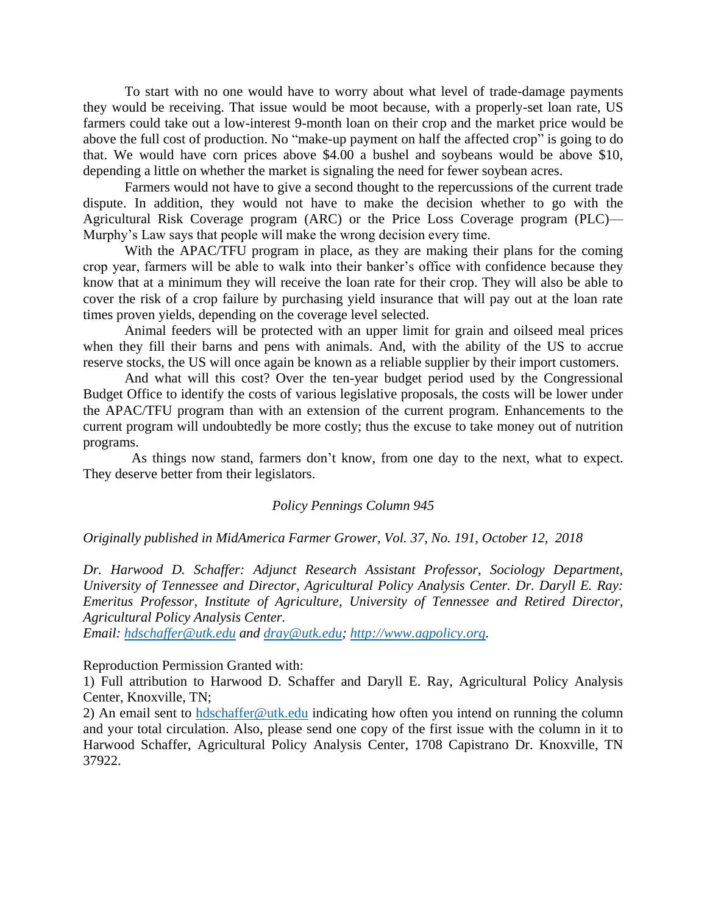To start with no one would have to worry about what level of trade-damage payments they would be receiving. That issue would be moot because, with a properly-set loan rate, US farmers could take out a low-interest 9-month loan on their crop and the market price would be above the full cost of production. No "make-up payment on half the affected crop" is going to do that. We would have corn prices above $4.00 a bushel and soybeans would be above $10, depending a little on whether the market is signaling the need for fewer soybean acres.

Farmers would not have to give a second thought to the repercussions of the current trade dispute. In addition, they would not have to make the decision whether to go with the Agricultural Risk Coverage program (ARC) or the Price Loss Coverage program (PLC)—Murphy's Law says that people will make the wrong decision every time.

With the APAC/TFU program in place, as they are making their plans for the coming crop year, farmers will be able to walk into their banker's office with confidence because they know that at a minimum they will receive the loan rate for their crop. They will also be able to cover the risk of a crop failure by purchasing yield insurance that will pay out at the loan rate times proven yields, depending on the coverage level selected.

Animal feeders will be protected with an upper limit for grain and oilseed meal prices when they fill their barns and pens with animals. And, with the ability of the US to accrue reserve stocks, the US will once again be known as a reliable supplier by their import customers.

And what will this cost? Over the ten-year budget period used by the Congressional Budget Office to identify the costs of various legislative proposals, the costs will be lower under the APAC/TFU program than with an extension of the current program. Enhancements to the current program will undoubtedly be more costly; thus the excuse to take money out of nutrition programs.

As things now stand, farmers don't know, from one day to the next, what to expect. They deserve better from their legislators.

*Policy Pennings Column 945*

*Originally published in MidAmerica Farmer Grower, Vol. 37, No. 191, October 12, 2018*

*Dr. Harwood D. Schaffer: Adjunct Research Assistant Professor, Sociology Department, University of Tennessee and Director, Agricultural Policy Analysis Center. Dr. Daryll E. Ray: Emeritus Professor, Institute of Agriculture, University of Tennessee and Retired Director, Agricultural Policy Analysis Center.*
*Email: hdschaffer@utk.edu and dray@utk.edu; http://www.agpolicy.org.*

Reproduction Permission Granted with:
1) Full attribution to Harwood D. Schaffer and Daryll E. Ray, Agricultural Policy Analysis Center, Knoxville, TN;
2) An email sent to hdschaffer@utk.edu indicating how often you intend on running the column and your total circulation. Also, please send one copy of the first issue with the column in it to Harwood Schaffer, Agricultural Policy Analysis Center, 1708 Capistrano Dr. Knoxville, TN 37922.